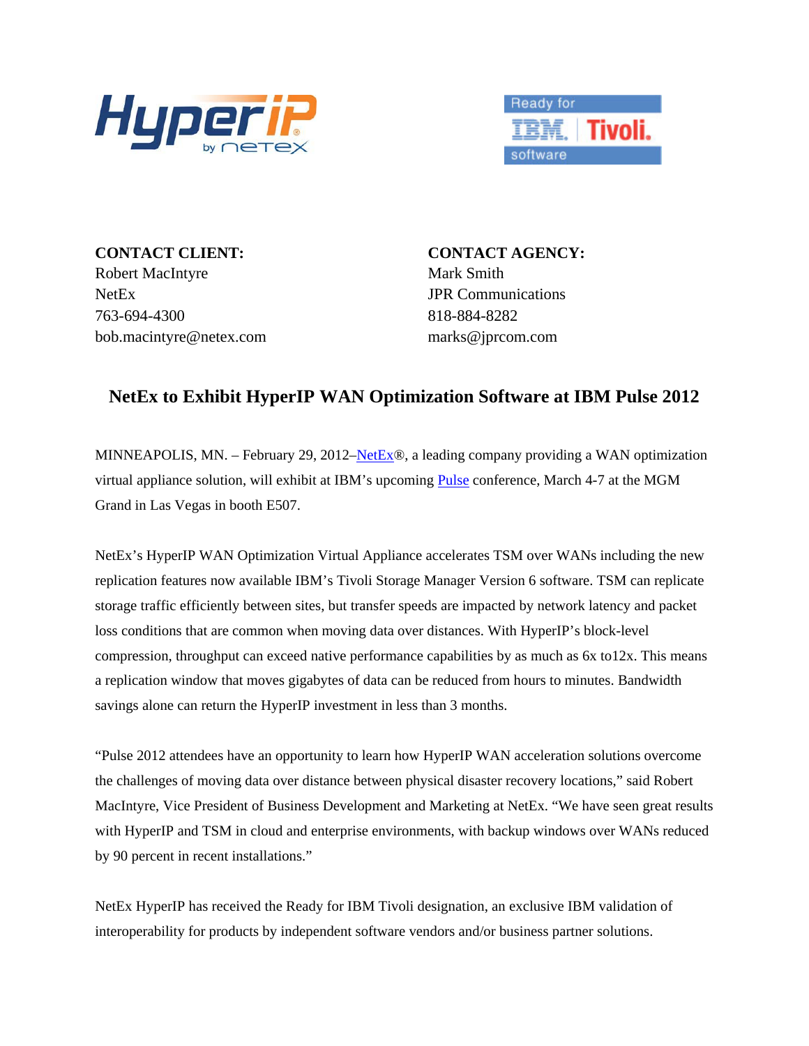**CONTACT CLIENT:**
Robert MacIntyre
NetEx
763-694-4300
bob.macintyre@netex.com

**CONTACT AGENCY:**
Mark Smith
JPR Communications
818-884-8282
marks@jprcom.com

## NetEx to Exhibit HyperIP WAN Optimization Software at IBM Pulse 2012

MINNEAPOLIS, MN. – February 29, 2012–NetEx®, a leading company providing a WAN optimization virtual appliance solution, will exhibit at IBM's upcoming Pulse conference, March 4-7 at the MGM Grand in Las Vegas in booth E507.

NetEx's HyperIP WAN Optimization Virtual Appliance accelerates TSM over WANs including the new replication features now available IBM's Tivoli Storage Manager Version 6 software. TSM can replicate storage traffic efficiently between sites, but transfer speeds are impacted by network latency and packet loss conditions that are common when moving data over distances. With HyperIP's block-level compression, throughput can exceed native performance capabilities by as much as 6x to12x. This means a replication window that moves gigabytes of data can be reduced from hours to minutes. Bandwidth savings alone can return the HyperIP investment in less than 3 months.

"Pulse 2012 attendees have an opportunity to learn how HyperIP WAN acceleration solutions overcome the challenges of moving data over distance between physical disaster recovery locations," said Robert MacIntyre, Vice President of Business Development and Marketing at NetEx. "We have seen great results with HyperIP and TSM in cloud and enterprise environments, with backup windows over WANs reduced by 90 percent in recent installations."

NetEx HyperIP has received the Ready for IBM Tivoli designation, an exclusive IBM validation of interoperability for products by independent software vendors and/or business partner solutions.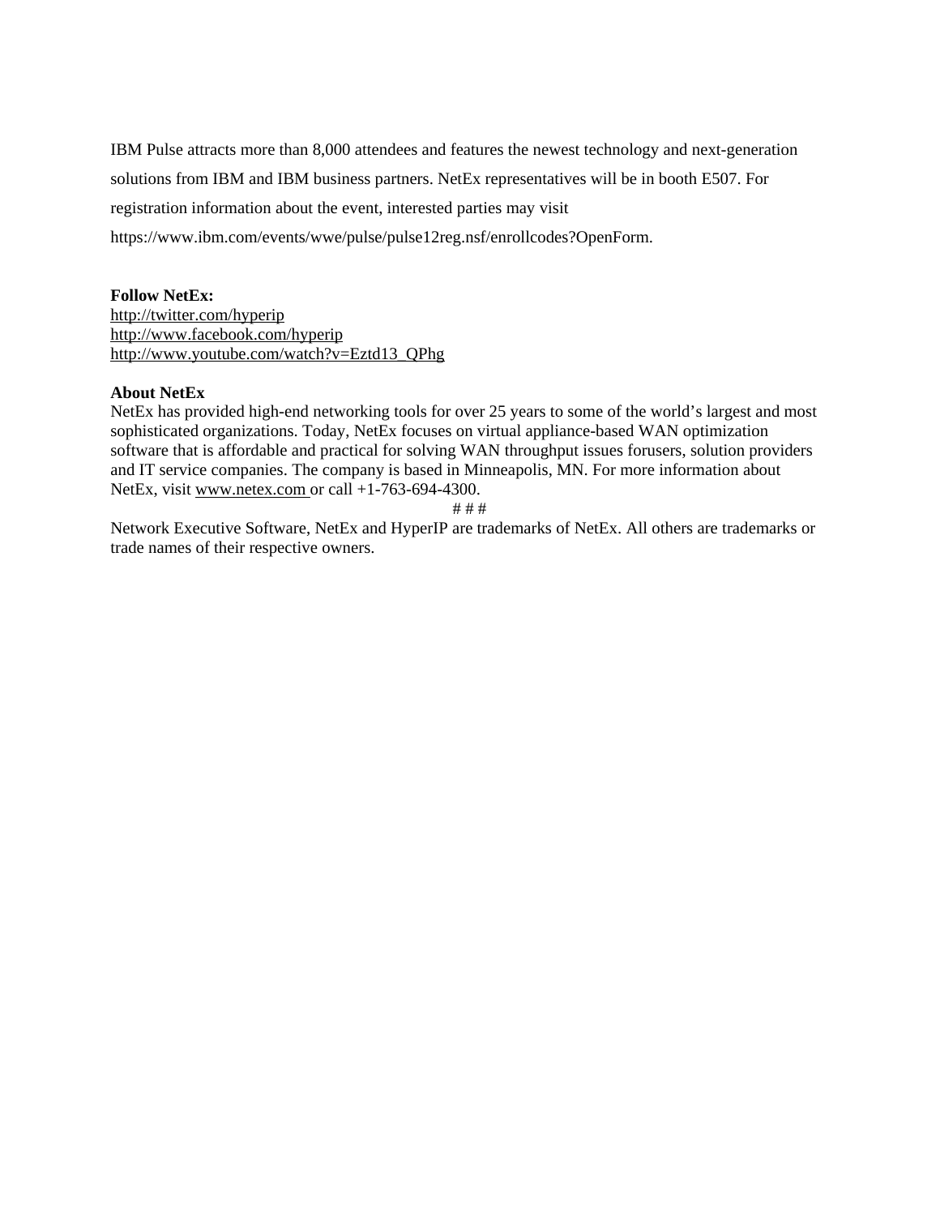IBM Pulse attracts more than 8,000 attendees and features the newest technology and next-generation solutions from IBM and IBM business partners. NetEx representatives will be in booth E507. For registration information about the event, interested parties may visit https://www.ibm.com/events/wwe/pulse/pulse12reg.nsf/enrollcodes?OpenForm.

**Follow NetEx:**
http://twitter.com/hyperip
http://www.facebook.com/hyperip
http://www.youtube.com/watch?v=Eztd13_QPhg

**About NetEx**
NetEx has provided high-end networking tools for over 25 years to some of the world's largest and most sophisticated organizations. Today, NetEx focuses on virtual appliance-based WAN optimization software that is affordable and practical for solving WAN throughput issues forusers, solution providers and IT service companies. The company is based in Minneapolis, MN. For more information about NetEx, visit www.netex.com or call +1-763-694-4300.

# # #

Network Executive Software, NetEx and HyperIP are trademarks of NetEx. All others are trademarks or trade names of their respective owners.